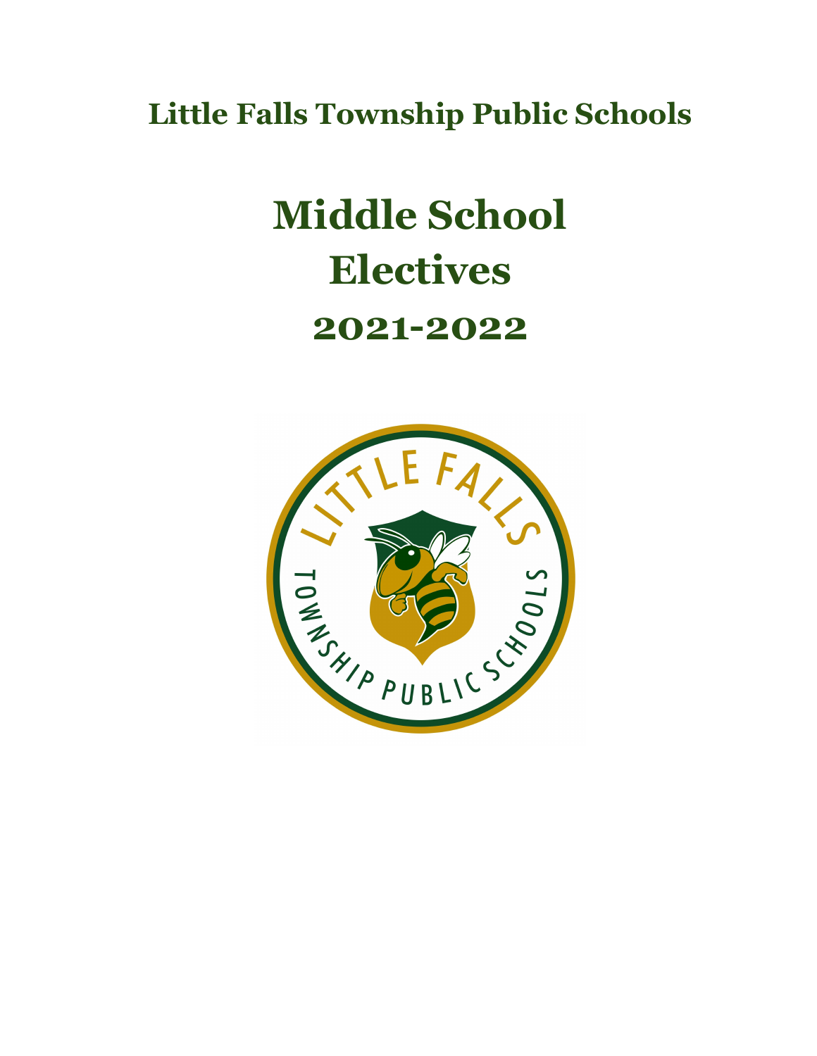# Little Falls Township Public Schools

# Middle School Electives 2021-2022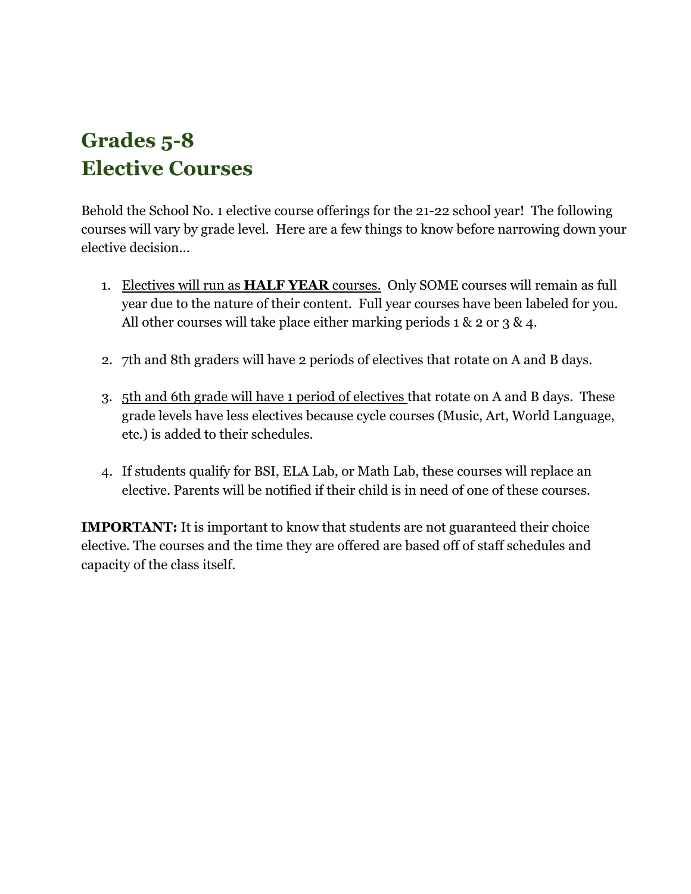# Grades 5-8
# Elective Courses

Behold the School No. 1 elective course offerings for the 21-22 school year! The following courses will vary by grade level. Here are a few things to know before narrowing down your elective decision...

1. Electives will run as **HALF YEAR** courses. Only SOME courses will remain as full year due to the nature of their content. Full year courses have been labeled for you. All other courses will take place either marking periods 1 & 2 or 3 & 4.

2. 7th and 8th graders will have 2 periods of electives that rotate on A and B days.

3. 5th and 6th grade will have 1 period of electives that rotate on A and B days. These grade levels have less electives because cycle courses (Music, Art, World Language, etc.) is added to their schedules.

4. If students qualify for BSI, ELA Lab, or Math Lab, these courses will replace an elective. Parents will be notified if their child is in need of one of these courses.

**IMPORTANT:** It is important to know that students are not guaranteed their choice elective. The courses and the time they are offered are based off of staff schedules and capacity of the class itself.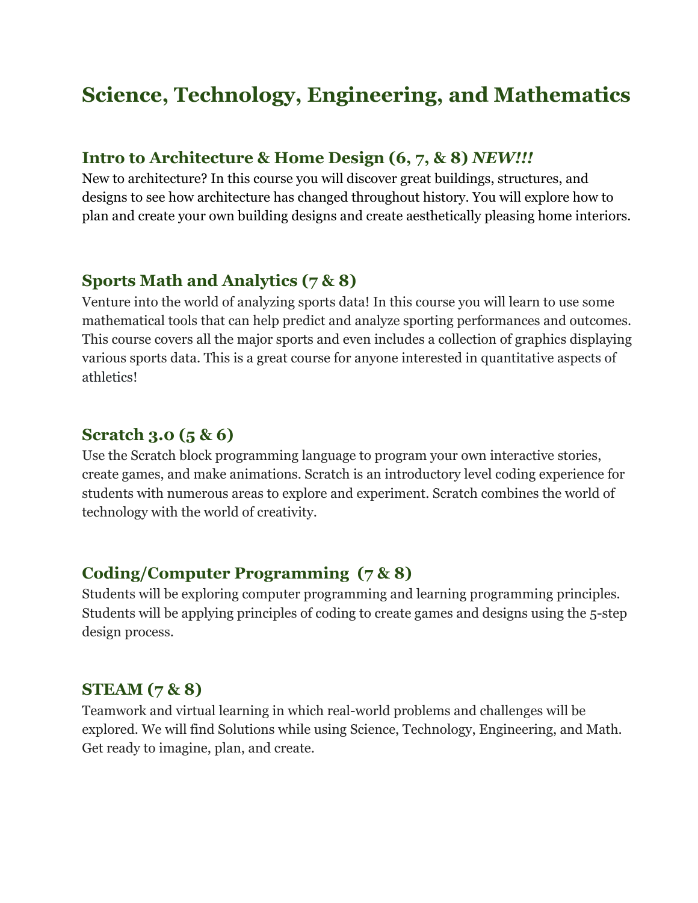# Science, Technology, Engineering, and Mathematics

## Intro to Architecture & Home Design (6, 7, & 8) *NEW!!!*

New to architecture? In this course you will discover great buildings, structures, and designs to see how architecture has changed throughout history. You will explore how to plan and create your own building designs and create aesthetically pleasing home interiors.

## Sports Math and Analytics (7 & 8)

Venture into the world of analyzing sports data! In this course you will learn to use some mathematical tools that can help predict and analyze sporting performances and outcomes. This course covers all the major sports and even includes a collection of graphics displaying various sports data. This is a great course for anyone interested in quantitative aspects of athletics!

## Scratch 3.0 (5 & 6)

Use the Scratch block programming language to program your own interactive stories, create games, and make animations. Scratch is an introductory level coding experience for students with numerous areas to explore and experiment. Scratch combines the world of technology with the world of creativity.

## Coding/Computer Programming (7 & 8)

Students will be exploring computer programming and learning programming principles. Students will be applying principles of coding to create games and designs using the 5-step design process.

## STEAM (7 & 8)

Teamwork and virtual learning in which real-world problems and challenges will be explored. We will find Solutions while using Science, Technology, Engineering, and Math. Get ready to imagine, plan, and create.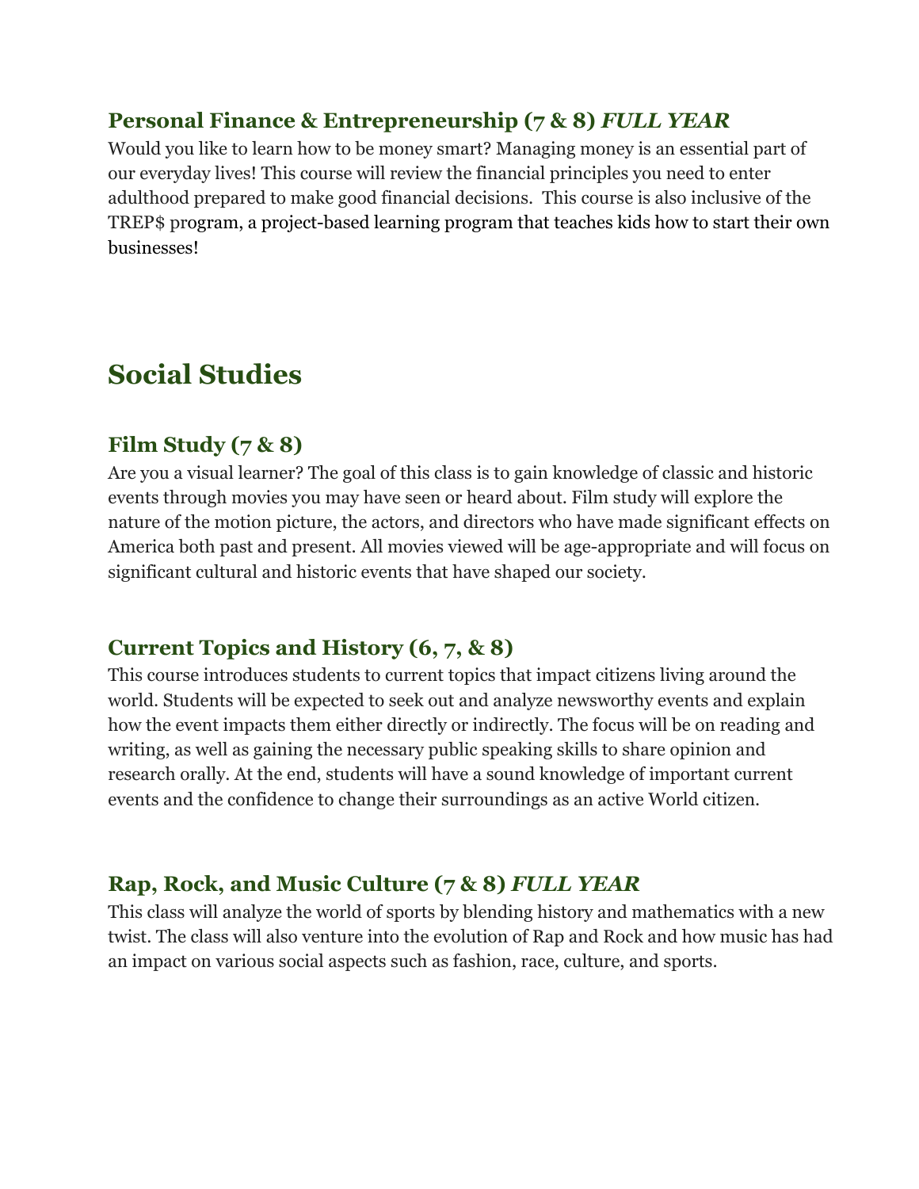### Personal Finance & Entrepreneurship (7 & 8) *FULL YEAR*

Would you like to learn how to be money smart? Managing money is an essential part of our everyday lives! This course will review the financial principles you need to enter adulthood prepared to make good financial decisions. This course is also inclusive of the TREP$ program, a project-based learning program that teaches kids how to start their own businesses!

## Social Studies

### Film Study (7 & 8)

Are you a visual learner? The goal of this class is to gain knowledge of classic and historic events through movies you may have seen or heard about. Film study will explore the nature of the motion picture, the actors, and directors who have made significant effects on America both past and present. All movies viewed will be age-appropriate and will focus on significant cultural and historic events that have shaped our society.

### Current Topics and History (6, 7, & 8)

This course introduces students to current topics that impact citizens living around the world. Students will be expected to seek out and analyze newsworthy events and explain how the event impacts them either directly or indirectly. The focus will be on reading and writing, as well as gaining the necessary public speaking skills to share opinion and research orally. At the end, students will have a sound knowledge of important current events and the confidence to change their surroundings as an active World citizen.

### Rap, Rock, and Music Culture (7 & 8) *FULL YEAR*

This class will analyze the world of sports by blending history and mathematics with a new twist. The class will also venture into the evolution of Rap and Rock and how music has had an impact on various social aspects such as fashion, race, culture, and sports.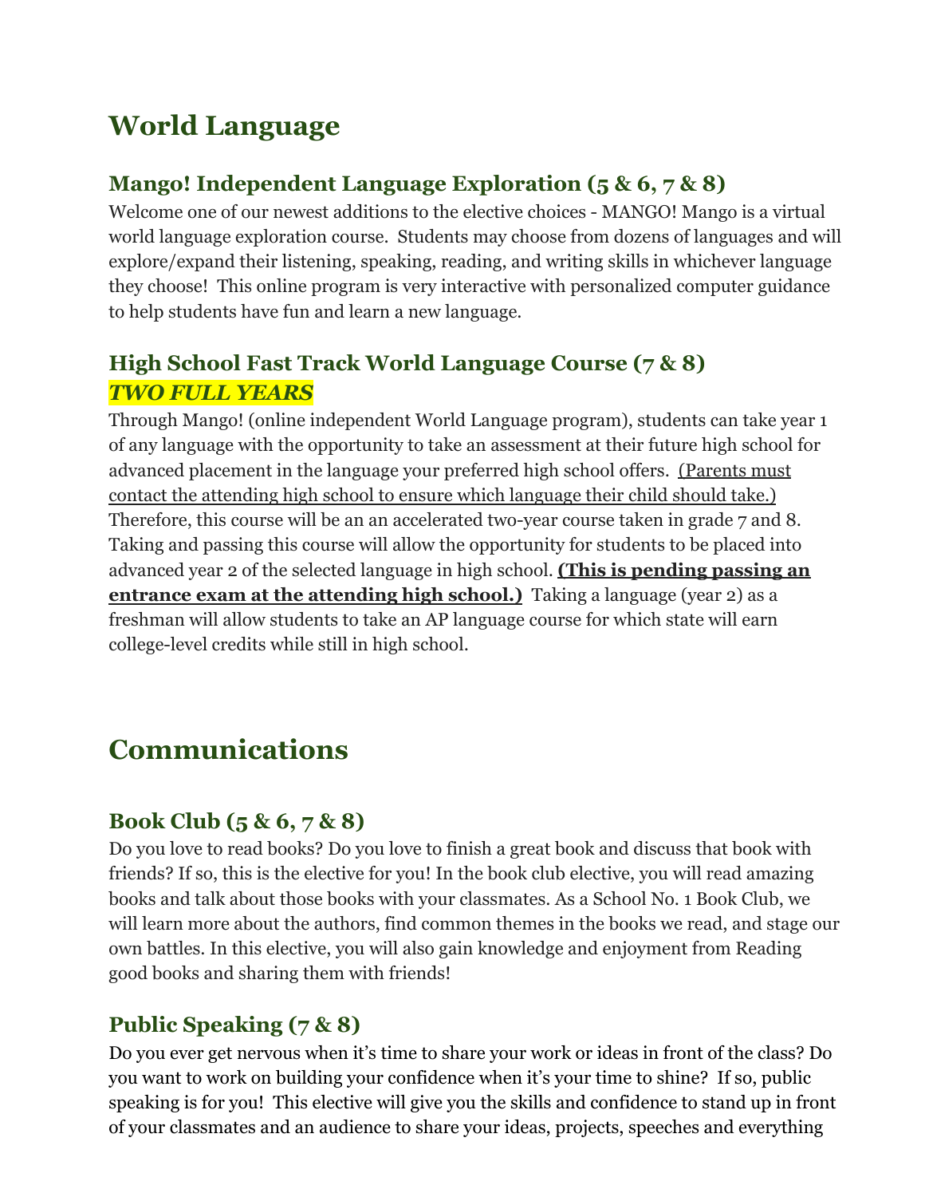# World Language

## Mango! Independent Language Exploration (5 & 6, 7 & 8)

Welcome one of our newest additions to the elective choices - MANGO! Mango is a virtual world language exploration course. Students may choose from dozens of languages and will explore/expand their listening, speaking, reading, and writing skills in whichever language they choose! This online program is very interactive with personalized computer guidance to help students have fun and learn a new language.

## High School Fast Track World Language Course (7 & 8)

***TWO FULL YEARS***

Through Mango! (online independent World Language program), students can take year 1 of any language with the opportunity to take an assessment at their future high school for advanced placement in the language your preferred high school offers. <u>(Parents must contact the attending high school to ensure which language their child should take.)</u> Therefore, this course will be an an accelerated two-year course taken in grade 7 and 8. Taking and passing this course will allow the opportunity for students to be placed into advanced year 2 of the selected language in high school. **<u>(This is pending passing an entrance exam at the attending high school.)</u>** Taking a language (year 2) as a freshman will allow students to take an AP language course for which state will earn college-level credits while still in high school.

# Communications

## Book Club (5 & 6, 7 & 8)

Do you love to read books? Do you love to finish a great book and discuss that book with friends? If so, this is the elective for you! In the book club elective, you will read amazing books and talk about those books with your classmates. As a School No. 1 Book Club, we will learn more about the authors, find common themes in the books we read, and stage our own battles. In this elective, you will also gain knowledge and enjoyment from Reading good books and sharing them with friends!

## Public Speaking (7 & 8)

Do you ever get nervous when it's time to share your work or ideas in front of the class? Do you want to work on building your confidence when it's your time to shine? If so, public speaking is for you! This elective will give you the skills and confidence to stand up in front of your classmates and an audience to share your ideas, projects, speeches and everything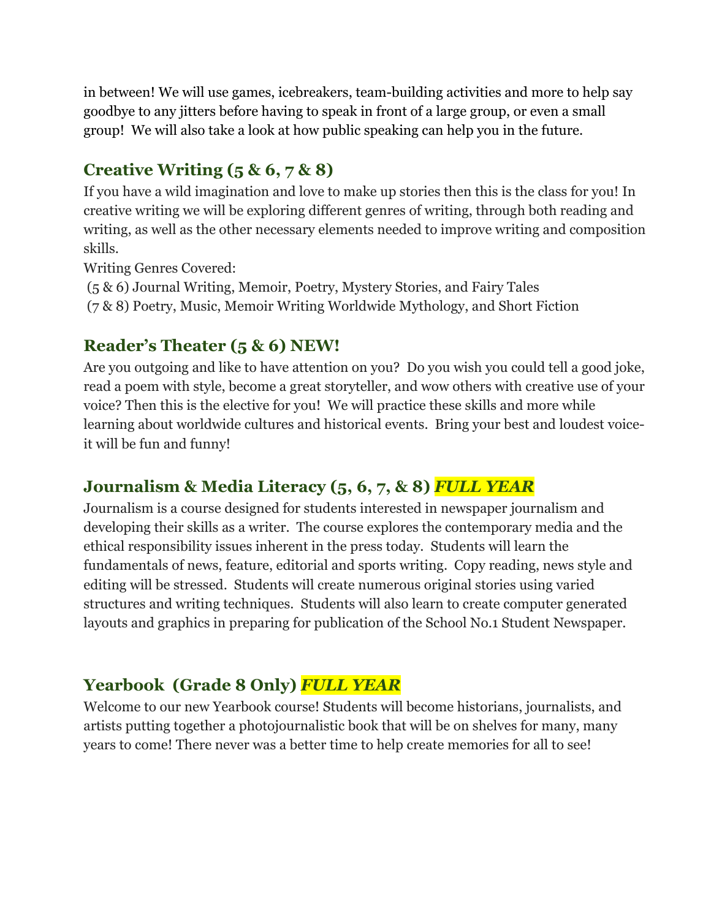in between! We will use games, icebreakers, team-building activities and more to help say goodbye to any jitters before having to speak in front of a large group, or even a small group! We will also take a look at how public speaking can help you in the future.

## Creative Writing (5 & 6, 7 & 8)

If you have a wild imagination and love to make up stories then this is the class for you! In creative writing we will be exploring different genres of writing, through both reading and writing, as well as the other necessary elements needed to improve writing and composition skills.

Writing Genres Covered:

(5 & 6) Journal Writing, Memoir, Poetry, Mystery Stories, and Fairy Tales

(7 & 8) Poetry, Music, Memoir Writing Worldwide Mythology, and Short Fiction

## Reader's Theater (5 & 6) NEW!

Are you outgoing and like to have attention on you? Do you wish you could tell a good joke, read a poem with style, become a great storyteller, and wow others with creative use of your voice? Then this is the elective for you! We will practice these skills and more while learning about worldwide cultures and historical events. Bring your best and loudest voice- it will be fun and funny!

## Journalism & Media Literacy (5, 6, 7, & 8) ***FULL YEAR***

Journalism is a course designed for students interested in newspaper journalism and developing their skills as a writer. The course explores the contemporary media and the ethical responsibility issues inherent in the press today. Students will learn the fundamentals of news, feature, editorial and sports writing. Copy reading, news style and editing will be stressed. Students will create numerous original stories using varied structures and writing techniques. Students will also learn to create computer generated layouts and graphics in preparing for publication of the School No.1 Student Newspaper.

## Yearbook (Grade 8 Only) ***FULL YEAR***

Welcome to our new Yearbook course! Students will become historians, journalists, and artists putting together a photojournalistic book that will be on shelves for many, many years to come! There never was a better time to help create memories for all to see!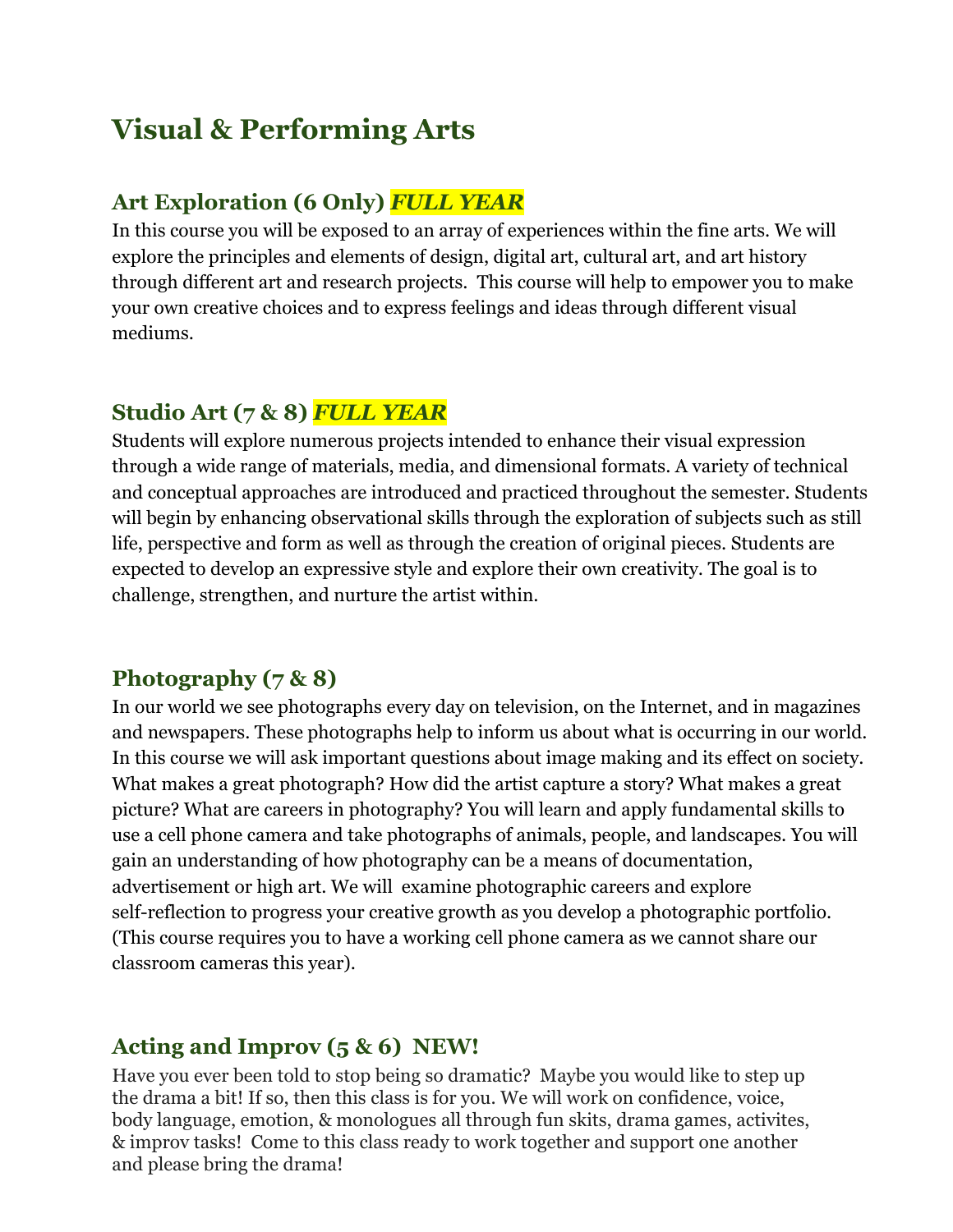# Visual & Performing Arts

## Art Exploration (6 Only) ***FULL YEAR***

In this course you will be exposed to an array of experiences within the fine arts. We will explore the principles and elements of design, digital art, cultural art, and art history through different art and research projects. This course will help to empower you to make your own creative choices and to express feelings and ideas through different visual mediums.

## Studio Art (7 & 8) ***FULL YEAR***

Students will explore numerous projects intended to enhance their visual expression through a wide range of materials, media, and dimensional formats. A variety of technical and conceptual approaches are introduced and practiced throughout the semester. Students will begin by enhancing observational skills through the exploration of subjects such as still life, perspective and form as well as through the creation of original pieces. Students are expected to develop an expressive style and explore their own creativity. The goal is to challenge, strengthen, and nurture the artist within.

## Photography (7 & 8)

In our world we see photographs every day on television, on the Internet, and in magazines and newspapers. These photographs help to inform us about what is occurring in our world. In this course we will ask important questions about image making and its effect on society. What makes a great photograph? How did the artist capture a story? What makes a great picture? What are careers in photography? You will learn and apply fundamental skills to use a cell phone camera and take photographs of animals, people, and landscapes. You will gain an understanding of how photography can be a means of documentation, advertisement or high art. We will examine photographic careers and explore self-reflection to progress your creative growth as you develop a photographic portfolio. (This course requires you to have a working cell phone camera as we cannot share our classroom cameras this year).

## Acting and Improv (5 & 6) NEW!

Have you ever been told to stop being so dramatic? Maybe you would like to step up the drama a bit! If so, then this class is for you. We will work on confidence, voice, body language, emotion, & monologues all through fun skits, drama games, activites, & improv tasks! Come to this class ready to work together and support one another and please bring the drama!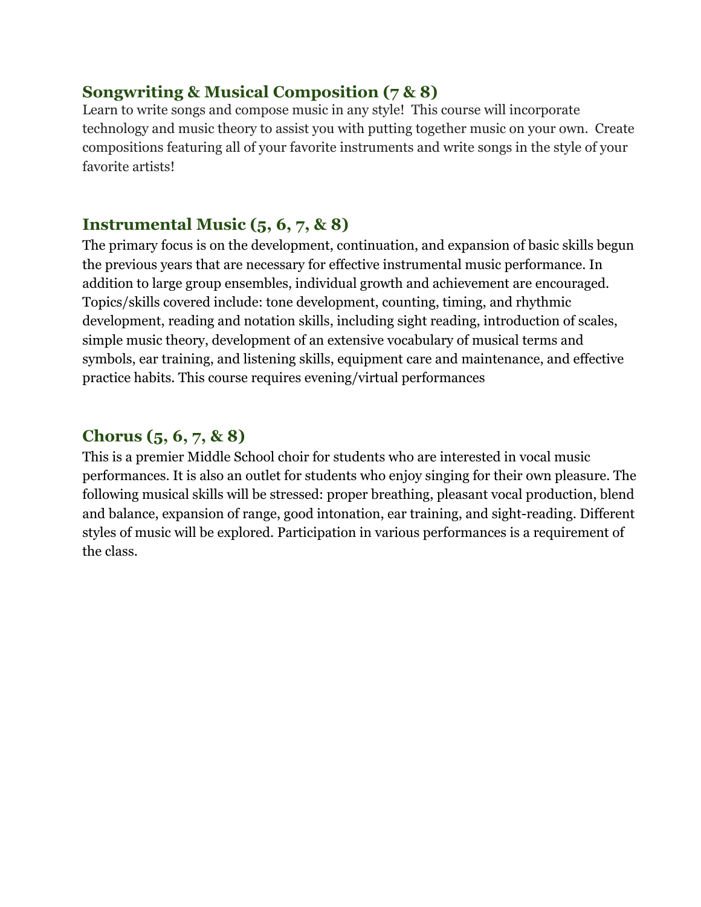### Songwriting & Musical Composition (7 & 8)

Learn to write songs and compose music in any style! This course will incorporate technology and music theory to assist you with putting together music on your own. Create compositions featuring all of your favorite instruments and write songs in the style of your favorite artists!

### Instrumental Music (5, 6, 7, & 8)

The primary focus is on the development, continuation, and expansion of basic skills begun the previous years that are necessary for effective instrumental music performance. In addition to large group ensembles, individual growth and achievement are encouraged. Topics/skills covered include: tone development, counting, timing, and rhythmic development, reading and notation skills, including sight reading, introduction of scales, simple music theory, development of an extensive vocabulary of musical terms and symbols, ear training, and listening skills, equipment care and maintenance, and effective practice habits. This course requires evening/virtual performances

### Chorus (5, 6, 7, & 8)

This is a premier Middle School choir for students who are interested in vocal music performances. It is also an outlet for students who enjoy singing for their own pleasure. The following musical skills will be stressed: proper breathing, pleasant vocal production, blend and balance, expansion of range, good intonation, ear training, and sight-reading. Different styles of music will be explored. Participation in various performances is a requirement of the class.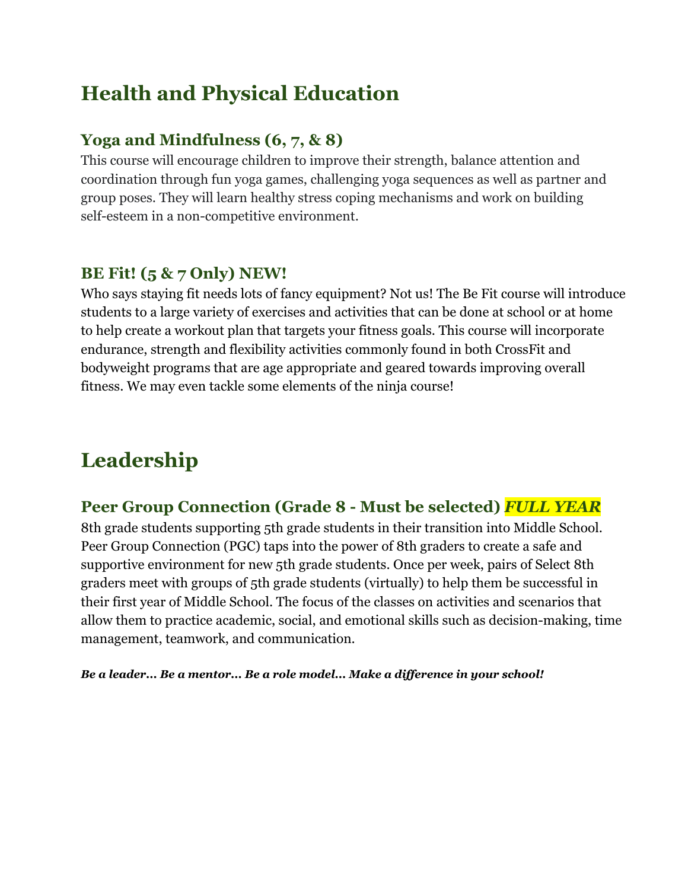# Health and Physical Education

## Yoga and Mindfulness (6, 7, & 8)

This course will encourage children to improve their strength, balance attention and coordination through fun yoga games, challenging yoga sequences as well as partner and group poses. They will learn healthy stress coping mechanisms and work on building self-esteem in a non-competitive environment.

## BE Fit! (5 & 7 Only) NEW!

Who says staying fit needs lots of fancy equipment? Not us! The Be Fit course will introduce students to a large variety of exercises and activities that can be done at school or at home to help create a workout plan that targets your fitness goals. This course will incorporate endurance, strength and flexibility activities commonly found in both CrossFit and bodyweight programs that are age appropriate and geared towards improving overall fitness. We may even tackle some elements of the ninja course!

# Leadership

## Peer Group Connection (Grade 8 - Must be selected) *FULL YEAR*

8th grade students supporting 5th grade students in their transition into Middle School. Peer Group Connection (PGC) taps into the power of 8th graders to create a safe and supportive environment for new 5th grade students. Once per week, pairs of Select 8th graders meet with groups of 5th grade students (virtually) to help them be successful in their first year of Middle School. The focus of the classes on activities and scenarios that allow them to practice academic, social, and emotional skills such as decision-making, time management, teamwork, and communication.

***Be a leader... Be a mentor... Be a role model... Make a difference in your school!***